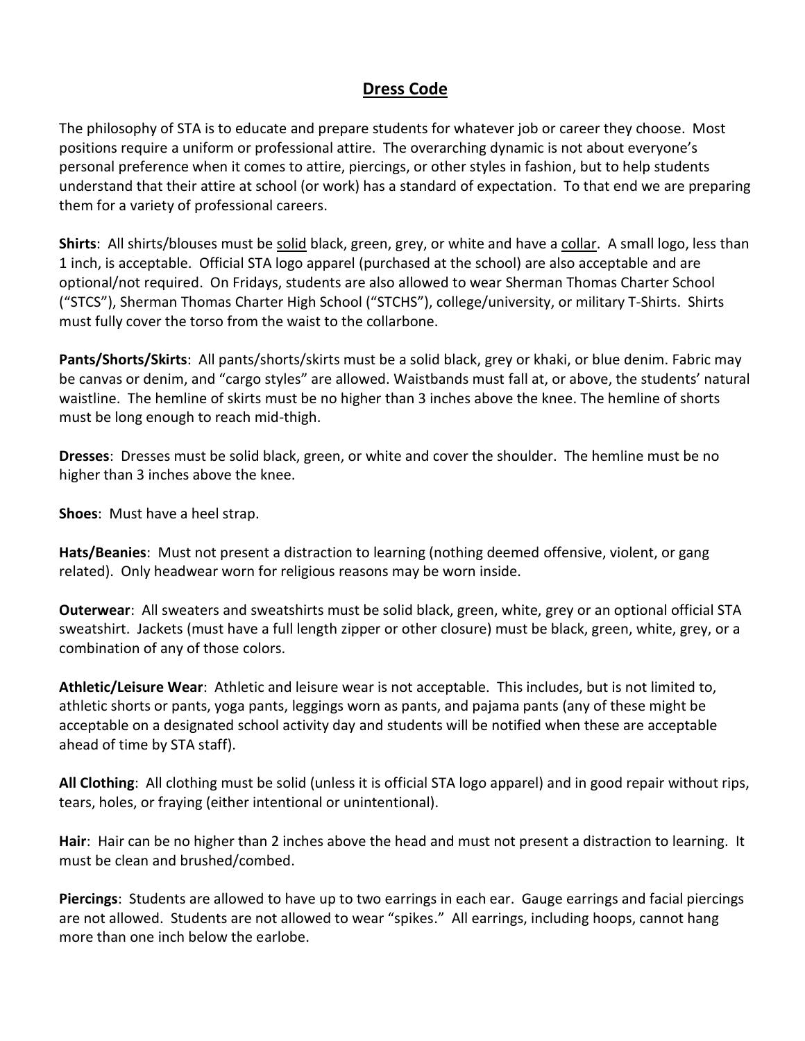# Dress Code

The philosophy of STA is to educate and prepare students for whatever job or career they choose. Most positions require a uniform or professional attire. The overarching dynamic is not about everyone's personal preference when it comes to attire, piercings, or other styles in fashion, but to help students understand that their attire at school (or work) has a standard of expectation. To that end we are preparing them for a variety of professional careers.

**Shirts**: All shirts/blouses must be <u>solid</u> black, green, grey, or white and have a <u>collar</u>. A small logo, less than 1 inch, is acceptable. Official STA logo apparel (purchased at the school) are also acceptable and are optional/not required. On Fridays, students are also allowed to wear Sherman Thomas Charter School ("STCS"), Sherman Thomas Charter High School ("STCHS"), college/university, or military T-Shirts. Shirts must fully cover the torso from the waist to the collarbone.

**Pants/Shorts/Skirts**: All pants/shorts/skirts must be a solid black, grey or khaki, or blue denim. Fabric may be canvas or denim, and "cargo styles" are allowed. Waistbands must fall at, or above, the students' natural waistline. The hemline of skirts must be no higher than 3 inches above the knee. The hemline of shorts must be long enough to reach mid-thigh.

**Dresses**: Dresses must be solid black, green, or white and cover the shoulder. The hemline must be no higher than 3 inches above the knee.

**Shoes**: Must have a heel strap.

**Hats/Beanies**: Must not present a distraction to learning (nothing deemed offensive, violent, or gang related). Only headwear worn for religious reasons may be worn inside.

**Outerwear**: All sweaters and sweatshirts must be solid black, green, white, grey or an optional official STA sweatshirt. Jackets (must have a full length zipper or other closure) must be black, green, white, grey, or a combination of any of those colors.

**Athletic/Leisure Wear**: Athletic and leisure wear is not acceptable. This includes, but is not limited to, athletic shorts or pants, yoga pants, leggings worn as pants, and pajama pants (any of these might be acceptable on a designated school activity day and students will be notified when these are acceptable ahead of time by STA staff).

**All Clothing**: All clothing must be solid (unless it is official STA logo apparel) and in good repair without rips, tears, holes, or fraying (either intentional or unintentional).

**Hair**: Hair can be no higher than 2 inches above the head and must not present a distraction to learning. It must be clean and brushed/combed.

**Piercings**: Students are allowed to have up to two earrings in each ear. Gauge earrings and facial piercings are not allowed. Students are not allowed to wear "spikes." All earrings, including hoops, cannot hang more than one inch below the earlobe.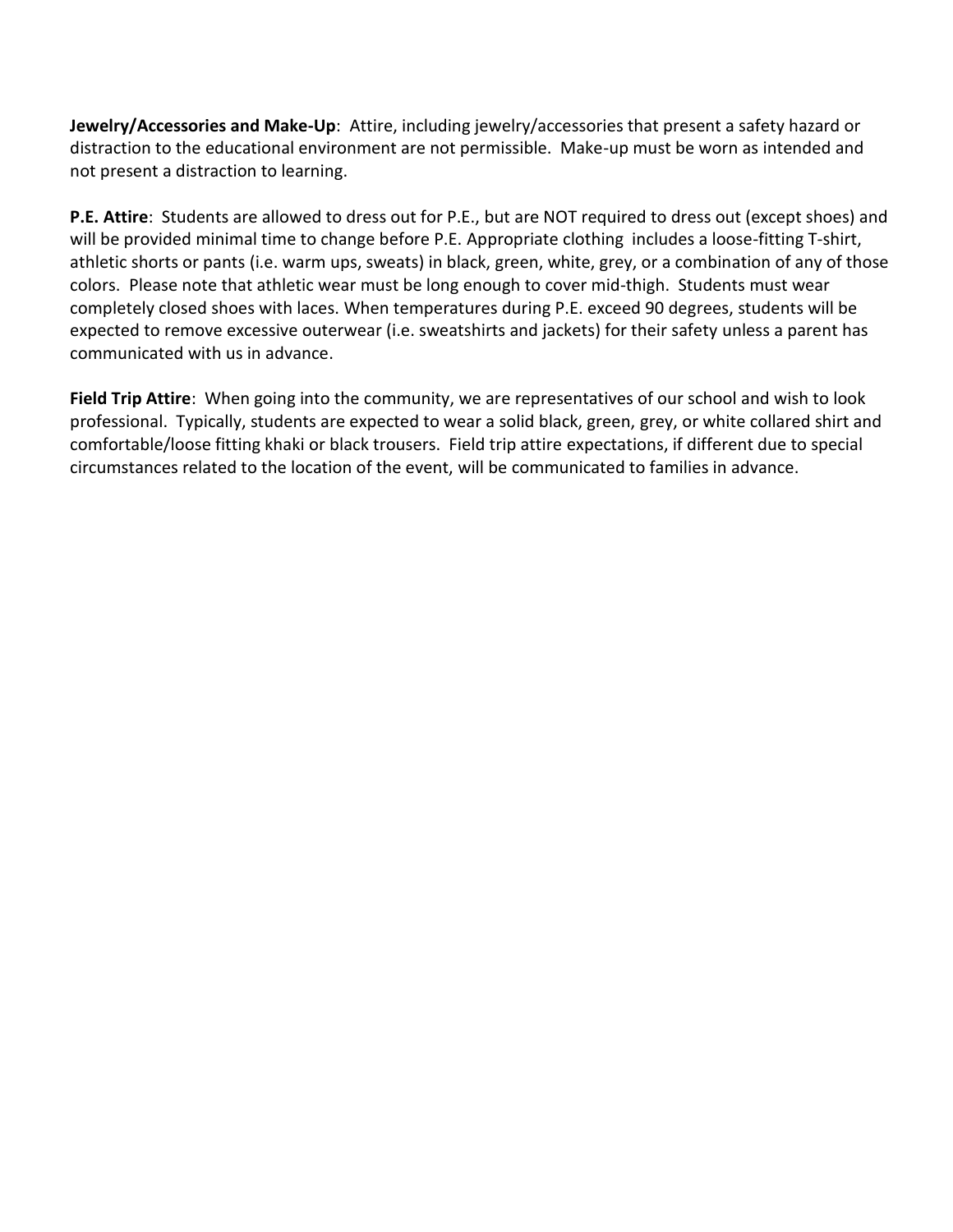**Jewelry/Accessories and Make-Up**: Attire, including jewelry/accessories that present a safety hazard or distraction to the educational environment are not permissible. Make-up must be worn as intended and not present a distraction to learning.

**P.E. Attire**: Students are allowed to dress out for P.E., but are NOT required to dress out (except shoes) and will be provided minimal time to change before P.E. Appropriate clothing includes a loose-fitting T-shirt, athletic shorts or pants (i.e. warm ups, sweats) in black, green, white, grey, or a combination of any of those colors. Please note that athletic wear must be long enough to cover mid-thigh. Students must wear completely closed shoes with laces. When temperatures during P.E. exceed 90 degrees, students will be expected to remove excessive outerwear (i.e. sweatshirts and jackets) for their safety unless a parent has communicated with us in advance.

**Field Trip Attire**: When going into the community, we are representatives of our school and wish to look professional. Typically, students are expected to wear a solid black, green, grey, or white collared shirt and comfortable/loose fitting khaki or black trousers. Field trip attire expectations, if different due to special circumstances related to the location of the event, will be communicated to families in advance.